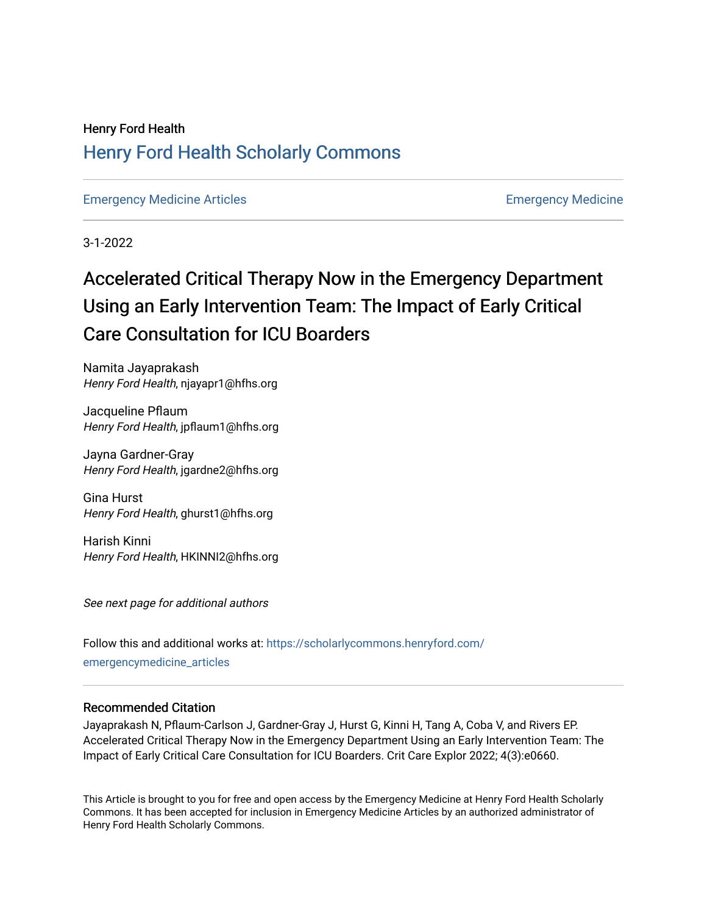Henry Ford Health

## Henry Ford Health Scholarly Commons

Emergency Medicine Articles | Emergency Medicine

3-1-2022

# Accelerated Critical Therapy Now in the Emergency Department Using an Early Intervention Team: The Impact of Early Critical Care Consultation for ICU Boarders

Namita Jayaprakash
*Henry Ford Health*, njayapr1@hfhs.org

Jacqueline Pflaum
*Henry Ford Health*, jpflaum1@hfhs.org

Jayna Gardner-Gray
*Henry Ford Health*, jgardne2@hfhs.org

Gina Hurst
*Henry Ford Health*, ghurst1@hfhs.org

Harish Kinni
*Henry Ford Health*, HKINNI2@hfhs.org

*See next page for additional authors*

Follow this and additional works at: https://scholarlycommons.henryford.com/emergencymedicine_articles

### Recommended Citation

Jayaprakash N, Pflaum-Carlson J, Gardner-Gray J, Hurst G, Kinni H, Tang A, Coba V, and Rivers EP. Accelerated Critical Therapy Now in the Emergency Department Using an Early Intervention Team: The Impact of Early Critical Care Consultation for ICU Boarders. Crit Care Explor 2022; 4(3):e0660.

This Article is brought to you for free and open access by the Emergency Medicine at Henry Ford Health Scholarly Commons. It has been accepted for inclusion in Emergency Medicine Articles by an authorized administrator of Henry Ford Health Scholarly Commons.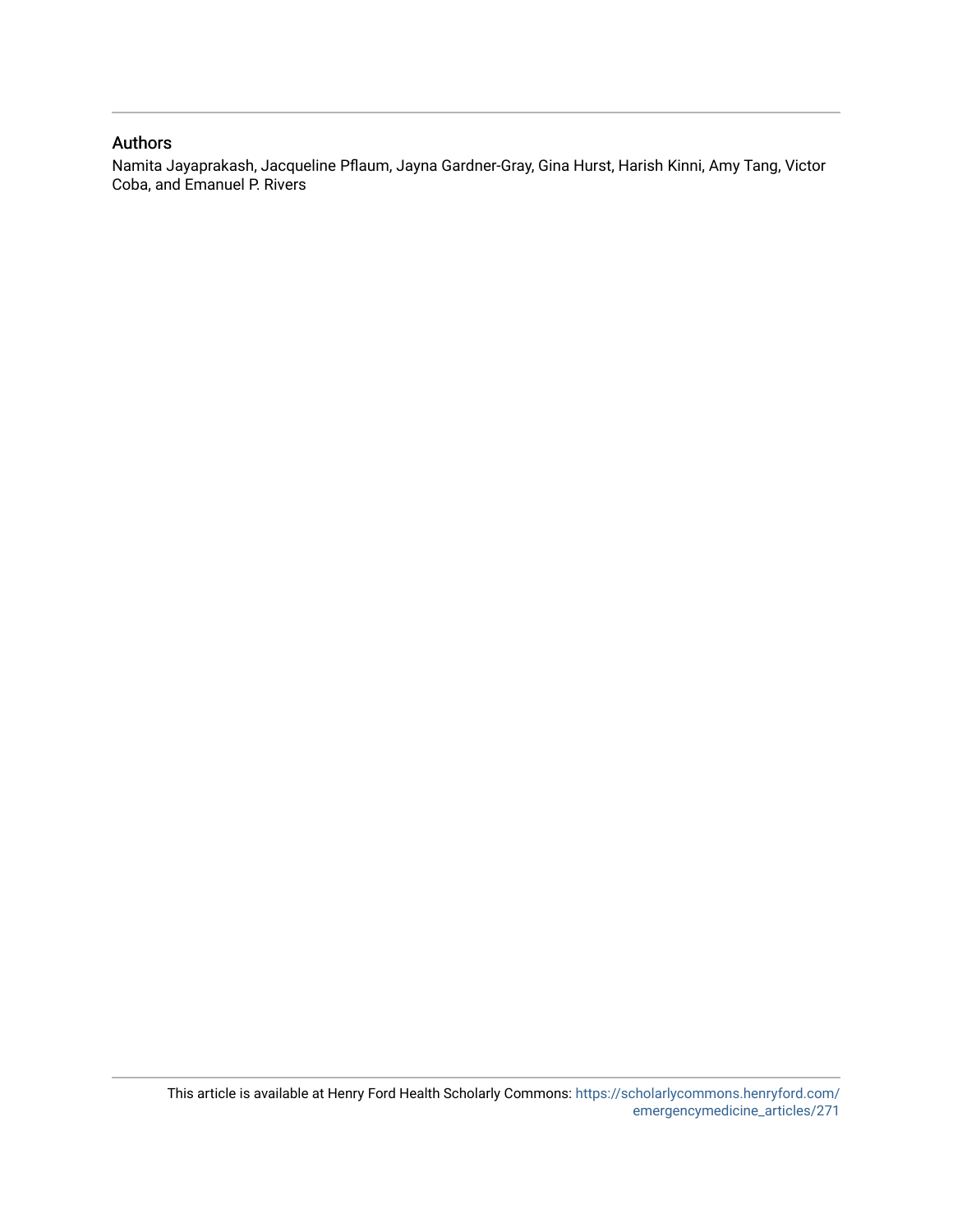## Authors

Namita Jayaprakash, Jacqueline Pflaum, Jayna Gardner-Gray, Gina Hurst, Harish Kinni, Amy Tang, Victor Coba, and Emanuel P. Rivers

This article is available at Henry Ford Health Scholarly Commons: https://scholarlycommons.henryford.com/emergencymedicine_articles/271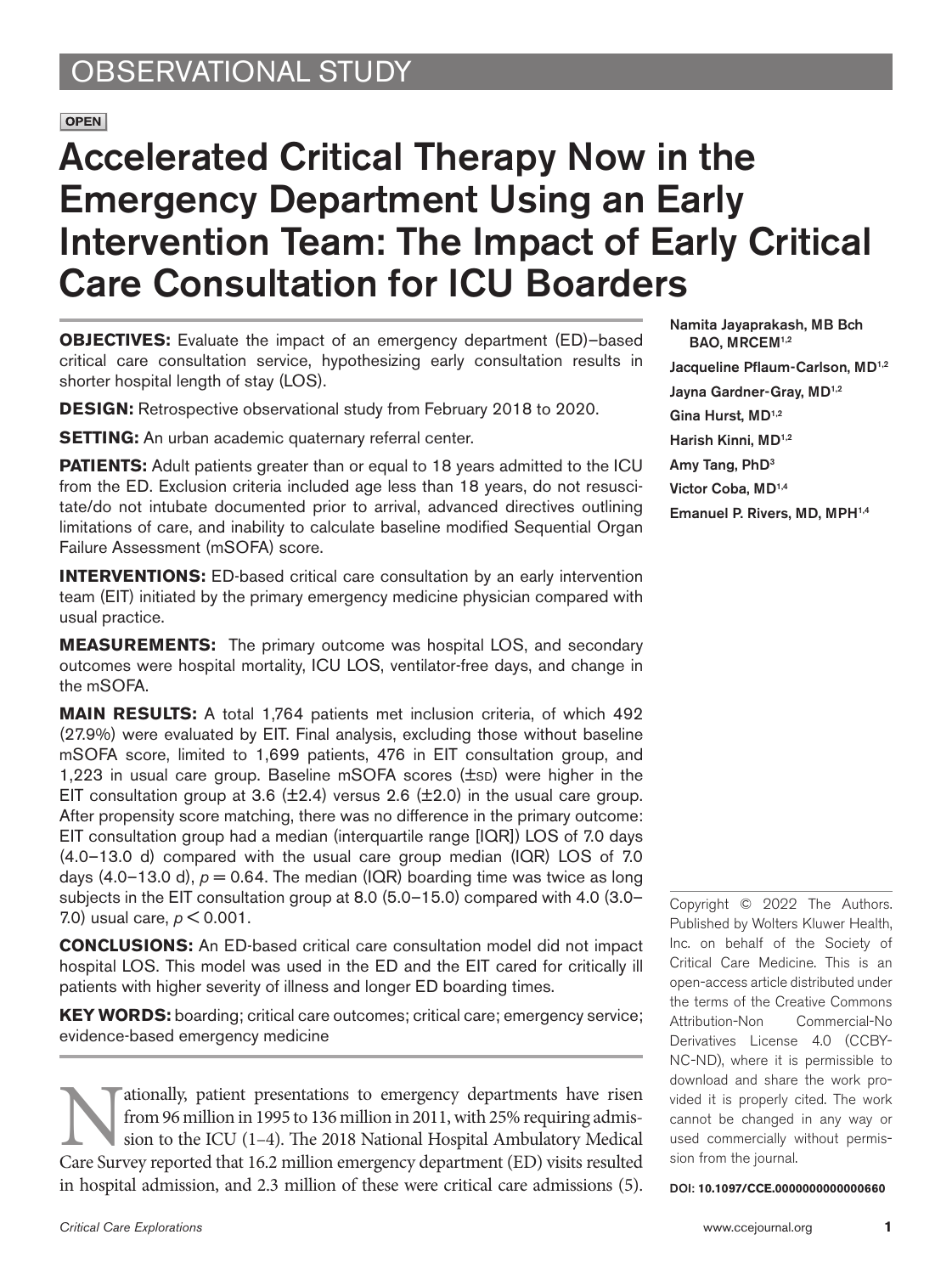OBSERVATIONAL STUDY

OPEN

# Accelerated Critical Therapy Now in the Emergency Department Using an Early Intervention Team: The Impact of Early Critical Care Consultation for ICU Boarders

Namita Jayaprakash, MB Bch BAO, MRCEM[1,2]

Jacqueline Pflaum-Carlson, MD[1,2]

Jayna Gardner-Gray, MD[1,2]

Gina Hurst, MD[1,2]

Harish Kinni, MD[1,2]

Amy Tang, PhD[3]

Victor Coba, MD[1,4]

Emanuel P. Rivers, MD, MPH[1,4]

**OBJECTIVES:** Evaluate the impact of an emergency department (ED)–based critical care consultation service, hypothesizing early consultation results in shorter hospital length of stay (LOS).

**DESIGN:** Retrospective observational study from February 2018 to 2020.

**SETTING:** An urban academic quaternary referral center.

**PATIENTS:** Adult patients greater than or equal to 18 years admitted to the ICU from the ED. Exclusion criteria included age less than 18 years, do not resuscitate/do not intubate documented prior to arrival, advanced directives outlining limitations of care, and inability to calculate baseline modified Sequential Organ Failure Assessment (mSOFA) score.

**INTERVENTIONS:** ED-based critical care consultation by an early intervention team (EIT) initiated by the primary emergency medicine physician compared with usual practice.

**MEASUREMENTS:** The primary outcome was hospital LOS, and secondary outcomes were hospital mortality, ICU LOS, ventilator-free days, and change in the mSOFA.

**MAIN RESULTS:** A total 1,764 patients met inclusion criteria, of which 492 (27.9%) were evaluated by EIT. Final analysis, excluding those without baseline mSOFA score, limited to 1,699 patients, 476 in EIT consultation group, and 1,223 in usual care group. Baseline mSOFA scores (±SD) were higher in the EIT consultation group at 3.6 (±2.4) versus 2.6 (±2.0) in the usual care group. After propensity score matching, there was no difference in the primary outcome: EIT consultation group had a median (interquartile range [IQR]) LOS of 7.0 days (4.0–13.0 d) compared with the usual care group median (IQR) LOS of 7.0 days (4.0–13.0 d), $p = 0.64$. The median (IQR) boarding time was twice as long subjects in the EIT consultation group at 8.0 (5.0–15.0) compared with 4.0 (3.0–7.0) usual care, $p < 0.001$.

**CONCLUSIONS:** An ED-based critical care consultation model did not impact hospital LOS. This model was used in the ED and the EIT cared for critically ill patients with higher severity of illness and longer ED boarding times.

**KEY WORDS:** boarding; critical care outcomes; critical care; emergency service; evidence-based emergency medicine

Nationally, patient presentations to emergency departments have risen from 96 million in 1995 to 136 million in 2011, with 25% requiring admission to the ICU (1–4). The 2018 National Hospital Ambulatory Medical Care Survey reported that 16.2 million emergency department (ED) visits resulted in hospital admission, and 2.3 million of these were critical care admissions (5).

Copyright © 2022 The Authors. Published by Wolters Kluwer Health, Inc. on behalf of the Society of Critical Care Medicine. This is an open-access article distributed under the terms of the Creative Commons Attribution-Non Commercial-No Derivatives License 4.0 (CCBY-NC-ND), where it is permissible to download and share the work provided it is properly cited. The work cannot be changed in any way or used commercially without permission from the journal.

DOI: 10.1097/CCE.0000000000000660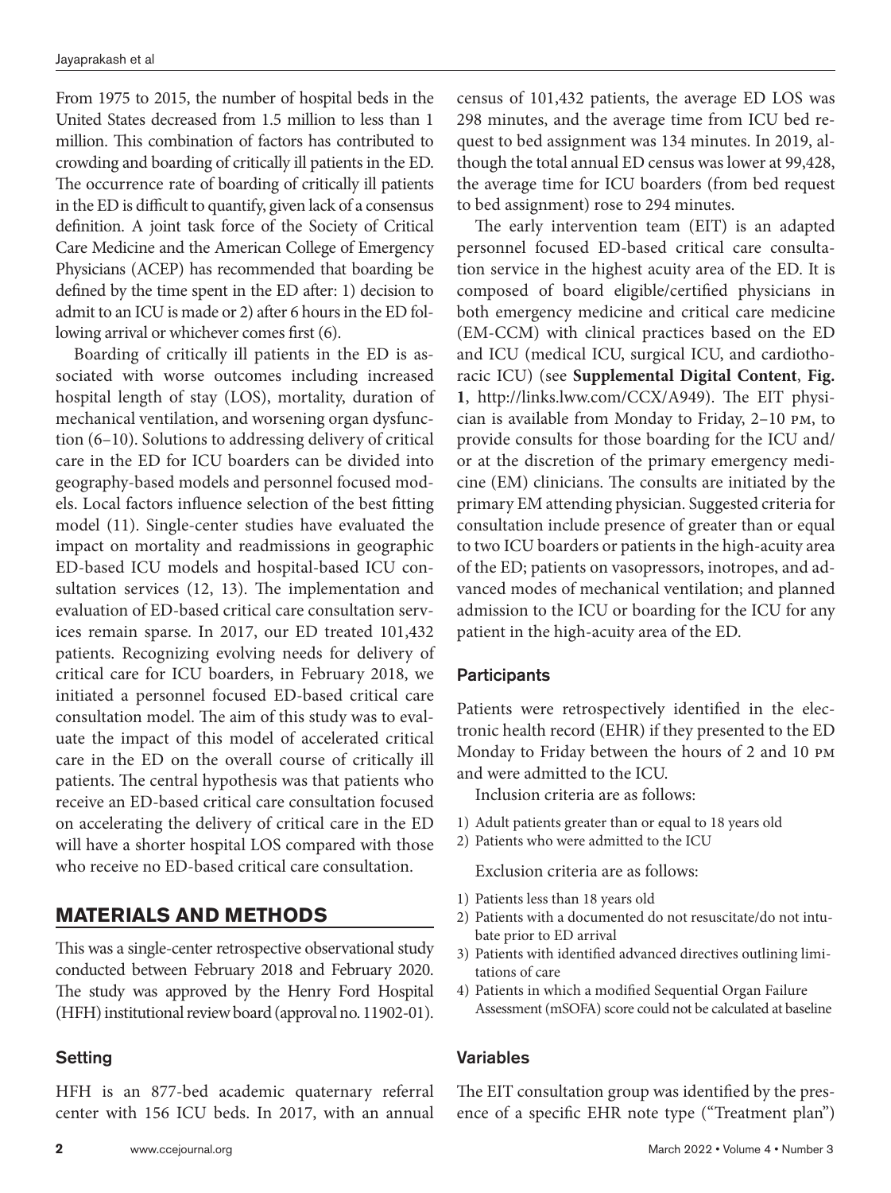From 1975 to 2015, the number of hospital beds in the United States decreased from 1.5 million to less than 1 million. This combination of factors has contributed to crowding and boarding of critically ill patients in the ED. The occurrence rate of boarding of critically ill patients in the ED is difficult to quantify, given lack of a consensus definition. A joint task force of the Society of Critical Care Medicine and the American College of Emergency Physicians (ACEP) has recommended that boarding be defined by the time spent in the ED after: 1) decision to admit to an ICU is made or 2) after 6 hours in the ED following arrival or whichever comes first (6).

Boarding of critically ill patients in the ED is associated with worse outcomes including increased hospital length of stay (LOS), mortality, duration of mechanical ventilation, and worsening organ dysfunction (6–10). Solutions to addressing delivery of critical care in the ED for ICU boarders can be divided into geography-based models and personnel focused models. Local factors influence selection of the best fitting model (11). Single-center studies have evaluated the impact on mortality and readmissions in geographic ED-based ICU models and hospital-based ICU consultation services (12, 13). The implementation and evaluation of ED-based critical care consultation services remain sparse. In 2017, our ED treated 101,432 patients. Recognizing evolving needs for delivery of critical care for ICU boarders, in February 2018, we initiated a personnel focused ED-based critical care consultation model. The aim of this study was to evaluate the impact of this model of accelerated critical care in the ED on the overall course of critically ill patients. The central hypothesis was that patients who receive an ED-based critical care consultation focused on accelerating the delivery of critical care in the ED will have a shorter hospital LOS compared with those who receive no ED-based critical care consultation.

## MATERIALS AND METHODS

This was a single-center retrospective observational study conducted between February 2018 and February 2020. The study was approved by the Henry Ford Hospital (HFH) institutional review board (approval no. 11902-01).

### Setting

HFH is an 877-bed academic quaternary referral center with 156 ICU beds. In 2017, with an annual census of 101,432 patients, the average ED LOS was 298 minutes, and the average time from ICU bed request to bed assignment was 134 minutes. In 2019, although the total annual ED census was lower at 99,428, the average time for ICU boarders (from bed request to bed assignment) rose to 294 minutes.

The early intervention team (EIT) is an adapted personnel focused ED-based critical care consultation service in the highest acuity area of the ED. It is composed of board eligible/certified physicians in both emergency medicine and critical care medicine (EM-CCM) with clinical practices based on the ED and ICU (medical ICU, surgical ICU, and cardiothoracic ICU) (see **Supplemental Digital Content**, **Fig. 1**, http://links.lww.com/CCX/A949). The EIT physician is available from Monday to Friday, 2–10 PM, to provide consults for those boarding for the ICU and/or at the discretion of the primary emergency medicine (EM) clinicians. The consults are initiated by the primary EM attending physician. Suggested criteria for consultation include presence of greater than or equal to two ICU boarders or patients in the high-acuity area of the ED; patients on vasopressors, inotropes, and advanced modes of mechanical ventilation; and planned admission to the ICU or boarding for the ICU for any patient in the high-acuity area of the ED.

### Participants

Patients were retrospectively identified in the electronic health record (EHR) if they presented to the ED Monday to Friday between the hours of 2 and 10 PM and were admitted to the ICU.

Inclusion criteria are as follows:

1) Adult patients greater than or equal to 18 years old
2) Patients who were admitted to the ICU

Exclusion criteria are as follows:

1) Patients less than 18 years old
2) Patients with a documented do not resuscitate/do not intubate prior to ED arrival
3) Patients with identified advanced directives outlining limitations of care
4) Patients in which a modified Sequential Organ Failure Assessment (mSOFA) score could not be calculated at baseline

### Variables

The EIT consultation group was identified by the presence of a specific EHR note type ("Treatment plan")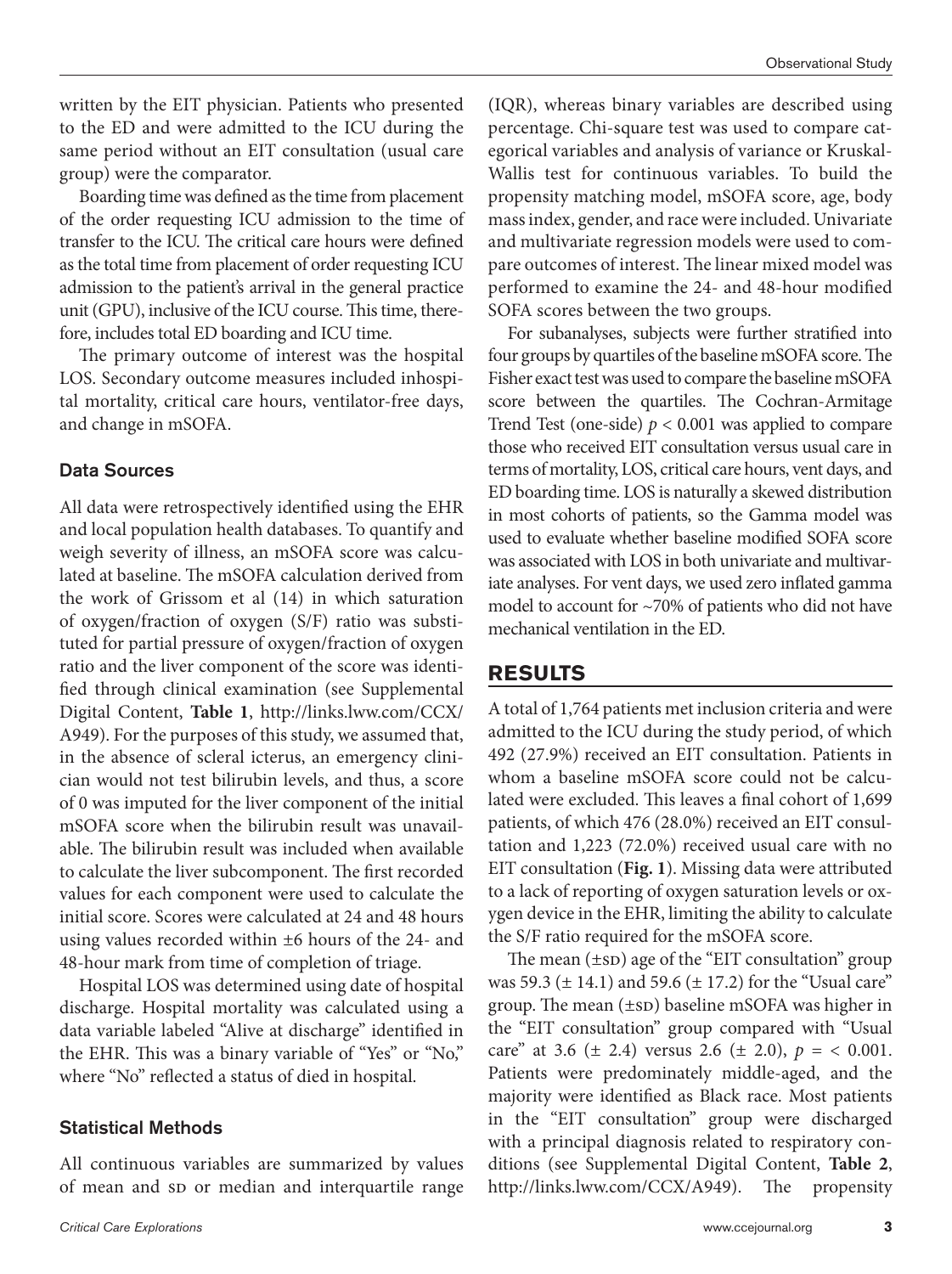written by the EIT physician. Patients who presented to the ED and were admitted to the ICU during the same period without an EIT consultation (usual care group) were the comparator.

Boarding time was defined as the time from placement of the order requesting ICU admission to the time of transfer to the ICU. The critical care hours were defined as the total time from placement of order requesting ICU admission to the patient's arrival in the general practice unit (GPU), inclusive of the ICU course. This time, therefore, includes total ED boarding and ICU time.

The primary outcome of interest was the hospital LOS. Secondary outcome measures included inhospital mortality, critical care hours, ventilator-free days, and change in mSOFA.

### Data Sources

All data were retrospectively identified using the EHR and local population health databases. To quantify and weigh severity of illness, an mSOFA score was calculated at baseline. The mSOFA calculation derived from the work of Grissom et al (14) in which saturation of oxygen/fraction of oxygen (S/F) ratio was substituted for partial pressure of oxygen/fraction of oxygen ratio and the liver component of the score was identified through clinical examination (see Supplemental Digital Content, **Table 1**, http://links.lww.com/CCX/A949). For the purposes of this study, we assumed that, in the absence of scleral icterus, an emergency clinician would not test bilirubin levels, and thus, a score of 0 was imputed for the liver component of the initial mSOFA score when the bilirubin result was unavailable. The bilirubin result was included when available to calculate the liver subcomponent. The first recorded values for each component were used to calculate the initial score. Scores were calculated at 24 and 48 hours using values recorded within ±6 hours of the 24- and 48-hour mark from time of completion of triage.

Hospital LOS was determined using date of hospital discharge. Hospital mortality was calculated using a data variable labeled "Alive at discharge" identified in the EHR. This was a binary variable of "Yes" or "No," where "No" reflected a status of died in hospital.

### Statistical Methods

All continuous variables are summarized by values of mean and SD or median and interquartile range (IQR), whereas binary variables are described using percentage. Chi-square test was used to compare categorical variables and analysis of variance or Kruskal-Wallis test for continuous variables. To build the propensity matching model, mSOFA score, age, body mass index, gender, and race were included. Univariate and multivariate regression models were used to compare outcomes of interest. The linear mixed model was performed to examine the 24- and 48-hour modified SOFA scores between the two groups.

For subanalyses, subjects were further stratified into four groups by quartiles of the baseline mSOFA score. The Fisher exact test was used to compare the baseline mSOFA score between the quartiles. The Cochran-Armitage Trend Test (one-side) $p < 0.001$ was applied to compare those who received EIT consultation versus usual care in terms of mortality, LOS, critical care hours, vent days, and ED boarding time. LOS is naturally a skewed distribution in most cohorts of patients, so the Gamma model was used to evaluate whether baseline modified SOFA score was associated with LOS in both univariate and multivariate analyses. For vent days, we used zero inflated gamma model to account for ~70% of patients who did not have mechanical ventilation in the ED.

## RESULTS

A total of 1,764 patients met inclusion criteria and were admitted to the ICU during the study period, of which 492 (27.9%) received an EIT consultation. Patients in whom a baseline mSOFA score could not be calculated were excluded. This leaves a final cohort of 1,699 patients, of which 476 (28.0%) received an EIT consultation and 1,223 (72.0%) received usual care with no EIT consultation (**Fig. 1**). Missing data were attributed to a lack of reporting of oxygen saturation levels or oxygen device in the EHR, limiting the ability to calculate the S/F ratio required for the mSOFA score.

The mean (±SD) age of the "EIT consultation" group was 59.3 (± 14.1) and 59.6 (± 17.2) for the "Usual care" group. The mean (±SD) baseline mSOFA was higher in the "EIT consultation" group compared with "Usual care" at 3.6 (± 2.4) versus 2.6 (± 2.0), $p = < 0.001$. Patients were predominately middle-aged, and the majority were identified as Black race. Most patients in the "EIT consultation" group were discharged with a principal diagnosis related to respiratory conditions (see Supplemental Digital Content, **Table 2**, http://links.lww.com/CCX/A949). The propensity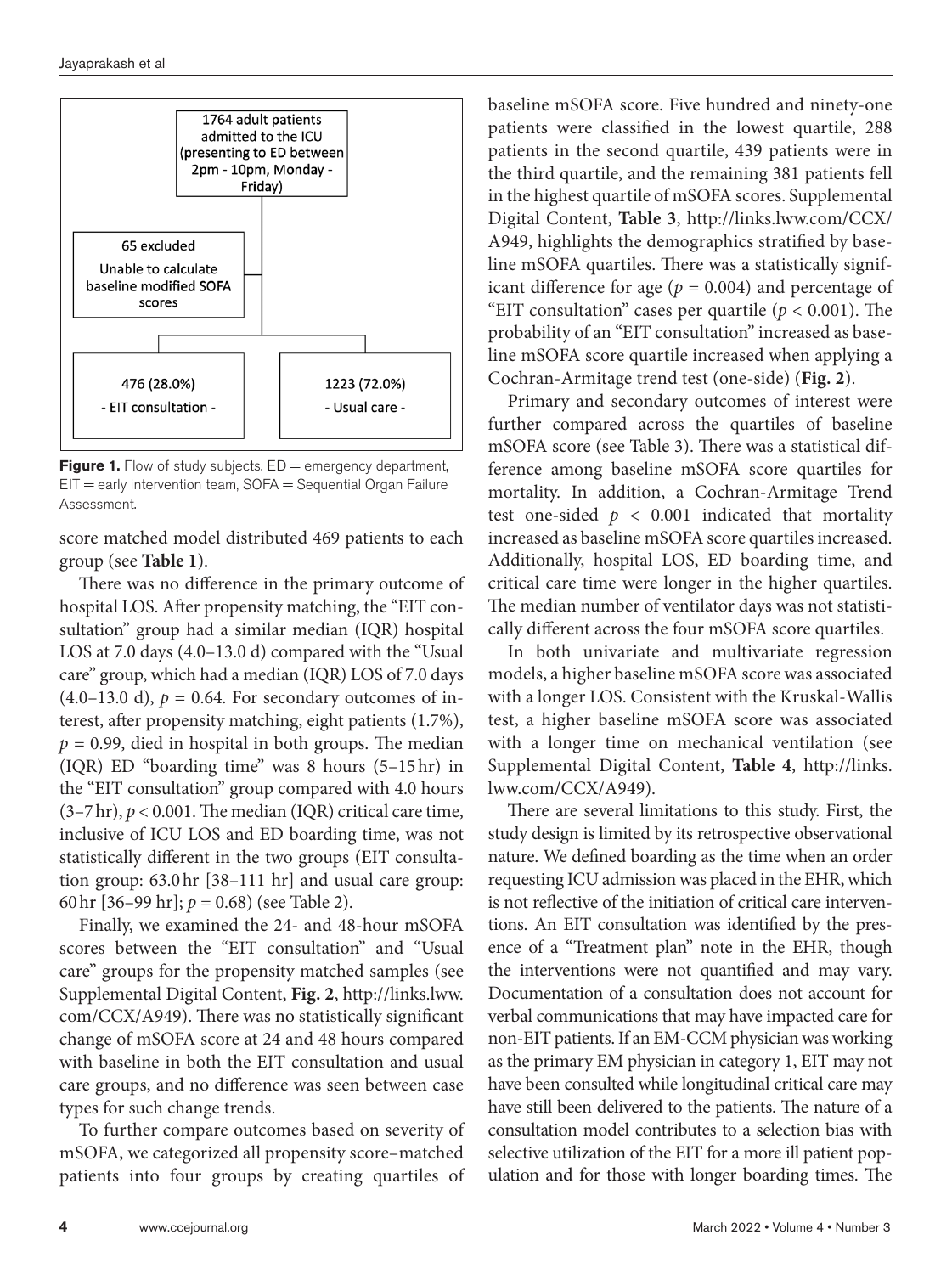1764 adult patients admitted to the ICU (presenting to ED between 2pm - 10pm, Monday - Friday)

65 excluded
Unable to calculate baseline modified SOFA scores

476 (28.0%)
- EIT consultation -

1223 (72.0%)
- Usual care -

**Figure 1.** Flow of study subjects. ED = emergency department, EIT = early intervention team, SOFA = Sequential Organ Failure Assessment.

score matched model distributed 469 patients to each group (see **Table 1**).

There was no difference in the primary outcome of hospital LOS. After propensity matching, the "EIT consultation" group had a similar median (IQR) hospital LOS at 7.0 days (4.0–13.0 d) compared with the "Usual care" group, which had a median (IQR) LOS of 7.0 days (4.0–13.0 d), $p = 0.64$. For secondary outcomes of interest, after propensity matching, eight patients (1.7%), $p = 0.99$, died in hospital in both groups. The median (IQR) ED "boarding time" was 8 hours (5–15 hr) in the "EIT consultation" group compared with 4.0 hours (3–7 hr), $p < 0.001$. The median (IQR) critical care time, inclusive of ICU LOS and ED boarding time, was not statistically different in the two groups (EIT consultation group: 63.0 hr [38–111 hr] and usual care group: 60 hr [36–99 hr]; $p = 0.68$) (see Table 2).

Finally, we examined the 24- and 48-hour mSOFA scores between the "EIT consultation" and "Usual care" groups for the propensity matched samples (see Supplemental Digital Content, **Fig. 2**, http://links.lww.com/CCX/A949). There was no statistically significant change of mSOFA score at 24 and 48 hours compared with baseline in both the EIT consultation and usual care groups, and no difference was seen between case types for such change trends.

To further compare outcomes based on severity of mSOFA, we categorized all propensity score–matched patients into four groups by creating quartiles of baseline mSOFA score. Five hundred and ninety-one patients were classified in the lowest quartile, 288 patients in the second quartile, 439 patients were in the third quartile, and the remaining 381 patients fell in the highest quartile of mSOFA scores. Supplemental Digital Content, **Table 3**, http://links.lww.com/CCX/A949, highlights the demographics stratified by baseline mSOFA quartiles. There was a statistically significant difference for age ($p = 0.004$) and percentage of "EIT consultation" cases per quartile ($p < 0.001$). The probability of an "EIT consultation" increased as baseline mSOFA score quartile increased when applying a Cochran-Armitage trend test (one-side) (**Fig. 2**).

Primary and secondary outcomes of interest were further compared across the quartiles of baseline mSOFA score (see Table 3). There was a statistical difference among baseline mSOFA score quartiles for mortality. In addition, a Cochran-Armitage Trend test one-sided $p < 0.001$ indicated that mortality increased as baseline mSOFA score quartiles increased. Additionally, hospital LOS, ED boarding time, and critical care time were longer in the higher quartiles. The median number of ventilator days was not statistically different across the four mSOFA score quartiles.

In both univariate and multivariate regression models, a higher baseline mSOFA score was associated with a longer LOS. Consistent with the Kruskal-Wallis test, a higher baseline mSOFA score was associated with a longer time on mechanical ventilation (see Supplemental Digital Content, **Table 4**, http://links.lww.com/CCX/A949).

There are several limitations to this study. First, the study design is limited by its retrospective observational nature. We defined boarding as the time when an order requesting ICU admission was placed in the EHR, which is not reflective of the initiation of critical care interventions. An EIT consultation was identified by the presence of a "Treatment plan" note in the EHR, though the interventions were not quantified and may vary. Documentation of a consultation does not account for verbal communications that may have impacted care for non-EIT patients. If an EM-CCM physician was working as the primary EM physician in category 1, EIT may not have been consulted while longitudinal critical care may have still been delivered to the patients. The nature of a consultation model contributes to a selection bias with selective utilization of the EIT for a more ill patient population and for those with longer boarding times. The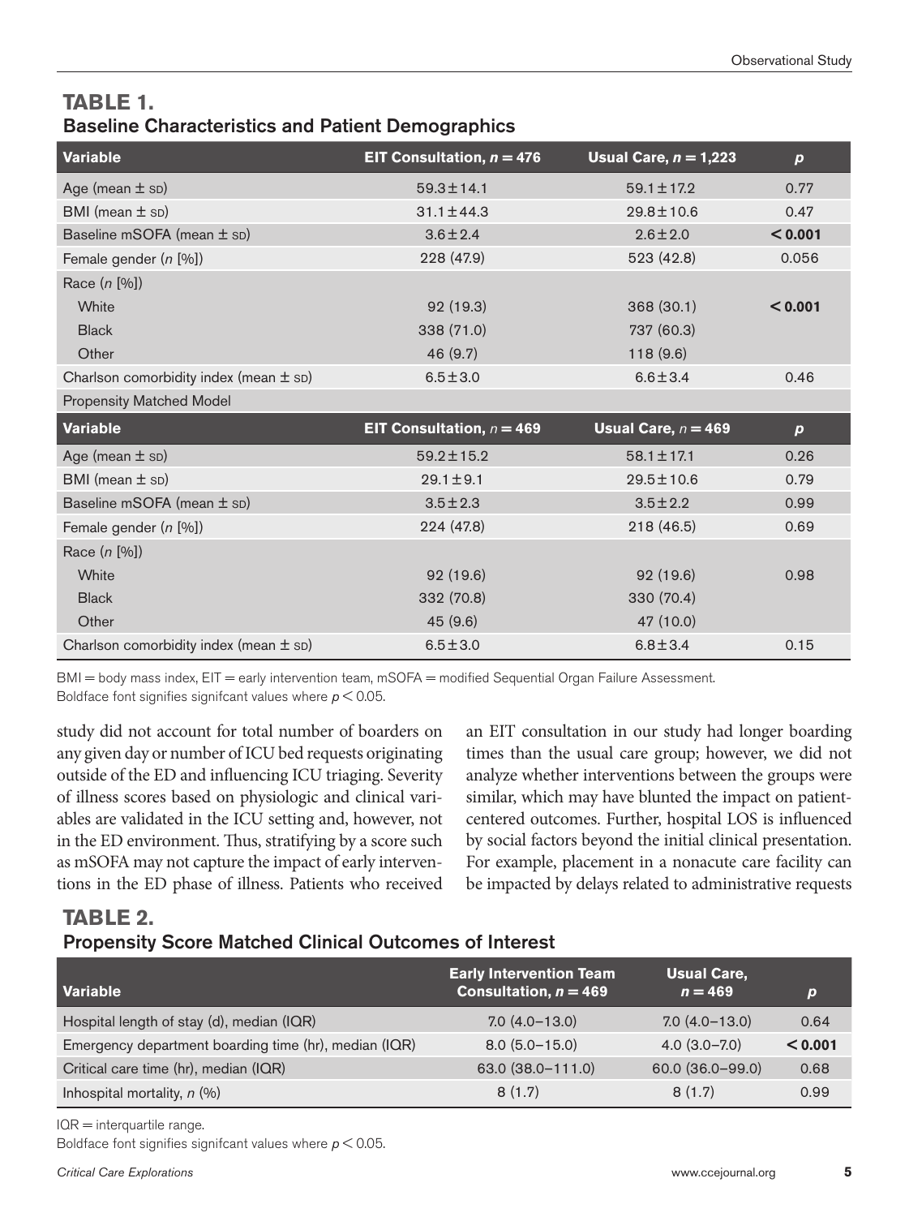## TABLE 1.
### Baseline Characteristics and Patient Demographics

| Variable | EIT Consultation, $n = 476$ | Usual Care, $n = 1,223$ | $p$ |
|---|---|---|---|
| Age (mean ± SD) | 59.3 ± 14.1 | 59.1 ± 17.2 | 0.77 |
| BMI (mean ± SD) | 31.1 ± 44.3 | 29.8 ± 10.6 | 0.47 |
| Baseline mSOFA (mean ± SD) | 3.6 ± 2.4 | 2.6 ± 2.0 | **< 0.001** |
| Female gender ($n$ [%]) | 228 (47.9) | 523 (42.8) | 0.056 |
| Race ($n$ [%]) | | | |
| White | 92 (19.3) | 368 (30.1) | **< 0.001** |
| Black | 338 (71.0) | 737 (60.3) | |
| Other | 46 (9.7) | 118 (9.6) | |
| Charlson comorbidity index (mean ± SD) | 6.5 ± 3.0 | 6.6 ± 3.4 | 0.46 |
| Propensity Matched Model | | | |
| **Variable** | **EIT Consultation, $n = 469$** | **Usual Care, $n = 469$** | $p$ |
| Age (mean ± SD) | 59.2 ± 15.2 | 58.1 ± 17.1 | 0.26 |
| BMI (mean ± SD) | 29.1 ± 9.1 | 29.5 ± 10.6 | 0.79 |
| Baseline mSOFA (mean ± SD) | 3.5 ± 2.3 | 3.5 ± 2.2 | 0.99 |
| Female gender ($n$ [%]) | 224 (47.8) | 218 (46.5) | 0.69 |
| Race ($n$ [%]) | | | |
| White | 92 (19.6) | 92 (19.6) | 0.98 |
| Black | 332 (70.8) | 330 (70.4) | |
| Other | 45 (9.6) | 47 (10.0) | |
| Charlson comorbidity index (mean ± SD) | 6.5 ± 3.0 | 6.8 ± 3.4 | 0.15 |

BMI = body mass index, EIT = early intervention team, mSOFA = modified Sequential Organ Failure Assessment.
Boldface font signifies signifcant values where $p < 0.05$.

study did not account for total number of boarders on any given day or number of ICU bed requests originating outside of the ED and influencing ICU triaging. Severity of illness scores based on physiologic and clinical variables are validated in the ICU setting and, however, not in the ED environment. Thus, stratifying by a score such as mSOFA may not capture the impact of early interventions in the ED phase of illness. Patients who received an EIT consultation in our study had longer boarding times than the usual care group; however, we did not analyze whether interventions between the groups were similar, which may have blunted the impact on patient-centered outcomes. Further, hospital LOS is influenced by social factors beyond the initial clinical presentation. For example, placement in a nonacute care facility can be impacted by delays related to administrative requests

## TABLE 2.
### Propensity Score Matched Clinical Outcomes of Interest

| Variable | Early Intervention Team Consultation, $n = 469$ | Usual Care, $n = 469$ | $p$ |
|---|---|---|---|
| Hospital length of stay (d), median (IQR) | 7.0 (4.0–13.0) | 7.0 (4.0–13.0) | 0.64 |
| Emergency department boarding time (hr), median (IQR) | 8.0 (5.0–15.0) | 4.0 (3.0–7.0) | **< 0.001** |
| Critical care time (hr), median (IQR) | 63.0 (38.0–111.0) | 60.0 (36.0–99.0) | 0.68 |
| Inhospital mortality, $n$ (%) | 8 (1.7) | 8 (1.7) | 0.99 |

IQR = interquartile range.
Boldface font signifies signifcant values where $p < 0.05$.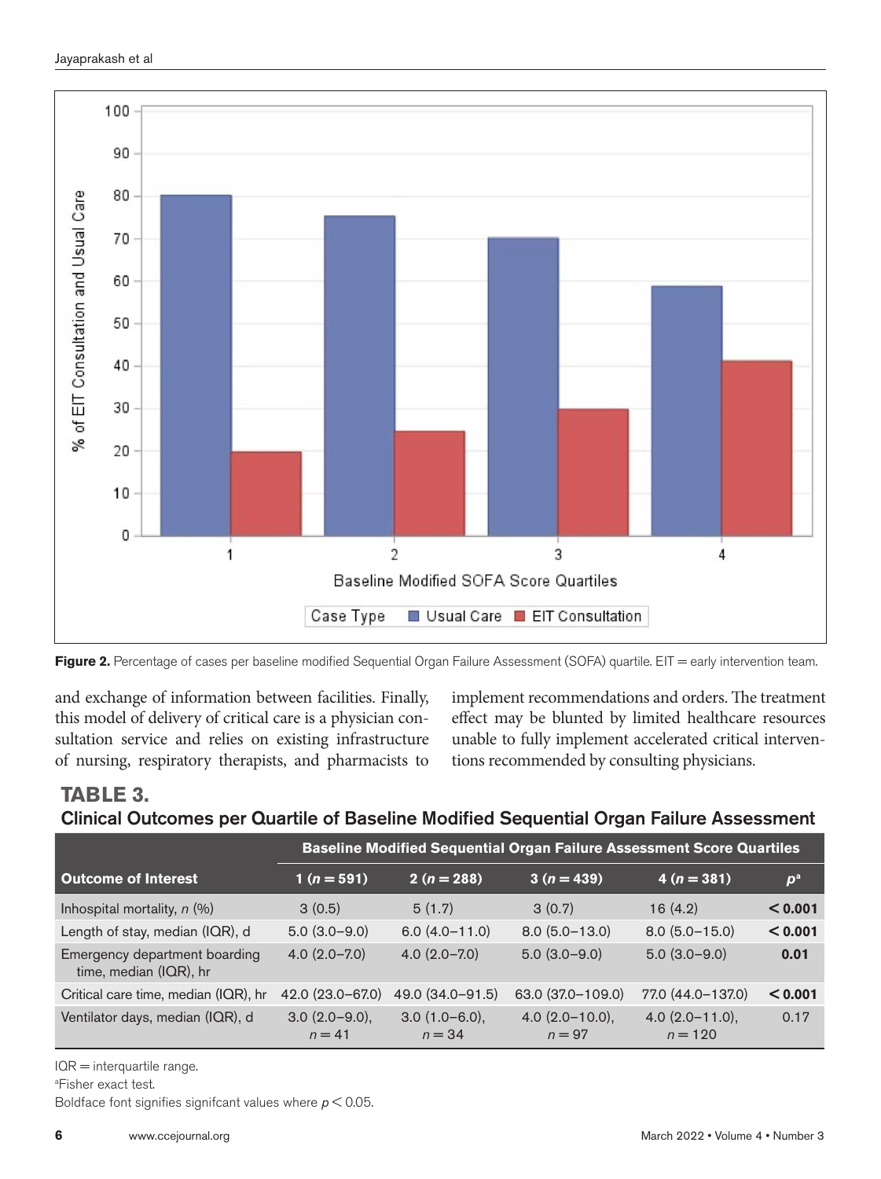Figure 2. Percentage of cases per baseline modified Sequential Organ Failure Assessment (SOFA) quartile. EIT = early intervention team.

and exchange of information between facilities. Finally, this model of delivery of critical care is a physician consultation service and relies on existing infrastructure of nursing, respiratory therapists, and pharmacists to implement recommendations and orders. The treatment effect may be blunted by limited healthcare resources unable to fully implement accelerated critical interventions recommended by consulting physicians.

## TABLE 3.

### Clinical Outcomes per Quartile of Baseline Modified Sequential Organ Failure Assessment

| | Baseline Modified Sequential Organ Failure Assessment Score Quartiles | | | | |
|---|---|---|---|---|---|
| **Outcome of Interest** | **1 (*n* = 591)** | **2 (*n* = 288)** | **3 (*n* = 439)** | **4 (*n* = 381)** | ***p*[a]** |
| Inhospital mortality, *n* (%) | 3 (0.5) | 5 (1.7) | 3 (0.7) | 16 (4.2) | **< 0.001** |
| Length of stay, median (IQR), d | 5.0 (3.0–9.0) | 6.0 (4.0–11.0) | 8.0 (5.0–13.0) | 8.0 (5.0–15.0) | **< 0.001** |
| Emergency department boarding time, median (IQR), hr | 4.0 (2.0–7.0) | 4.0 (2.0–7.0) | 5.0 (3.0–9.0) | 5.0 (3.0–9.0) | **0.01** |
| Critical care time, median (IQR), hr | 42.0 (23.0–67.0) | 49.0 (34.0–91.5) | 63.0 (37.0–109.0) | 77.0 (44.0–137.0) | **< 0.001** |
| Ventilator days, median (IQR), d | 3.0 (2.0–9.0), *n* = 41 | 3.0 (1.0–6.0), *n* = 34 | 4.0 (2.0–10.0), *n* = 97 | 4.0 (2.0–11.0), *n* = 120 | 0.17 |

IQR = interquartile range.

[a]Fisher exact test.

Boldface font signifies signifcant values where $p < 0.05$.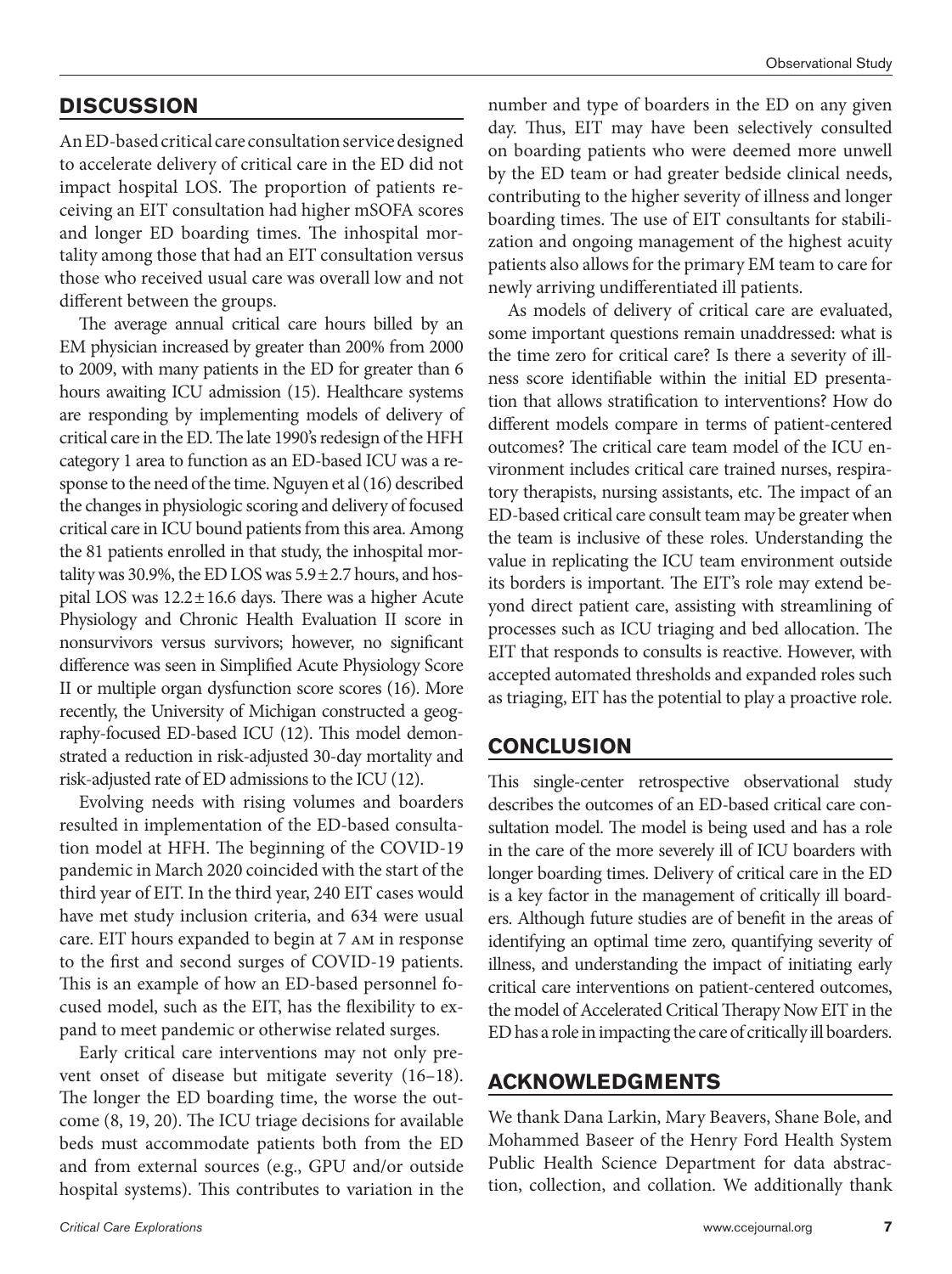## DISCUSSION

An ED-based critical care consultation service designed to accelerate delivery of critical care in the ED did not impact hospital LOS. The proportion of patients receiving an EIT consultation had higher mSOFA scores and longer ED boarding times. The inhospital mortality among those that had an EIT consultation versus those who received usual care was overall low and not different between the groups.

The average annual critical care hours billed by an EM physician increased by greater than 200% from 2000 to 2009, with many patients in the ED for greater than 6 hours awaiting ICU admission (15). Healthcare systems are responding by implementing models of delivery of critical care in the ED. The late 1990's redesign of the HFH category 1 area to function as an ED-based ICU was a response to the need of the time. Nguyen et al (16) described the changes in physiologic scoring and delivery of focused critical care in ICU bound patients from this area. Among the 81 patients enrolled in that study, the inhospital mortality was 30.9%, the ED LOS was $5.9 \pm 2.7$ hours, and hospital LOS was $12.2 \pm 16.6$ days. There was a higher Acute Physiology and Chronic Health Evaluation II score in nonsurvivors versus survivors; however, no significant difference was seen in Simplified Acute Physiology Score II or multiple organ dysfunction score scores (16). More recently, the University of Michigan constructed a geography-focused ED-based ICU (12). This model demonstrated a reduction in risk-adjusted 30-day mortality and risk-adjusted rate of ED admissions to the ICU (12).

Evolving needs with rising volumes and boarders resulted in implementation of the ED-based consultation model at HFH. The beginning of the COVID-19 pandemic in March 2020 coincided with the start of the third year of EIT. In the third year, 240 EIT cases would have met study inclusion criteria, and 634 were usual care. EIT hours expanded to begin at 7 AM in response to the first and second surges of COVID-19 patients. This is an example of how an ED-based personnel focused model, such as the EIT, has the flexibility to expand to meet pandemic or otherwise related surges.

Early critical care interventions may not only prevent onset of disease but mitigate severity (16–18). The longer the ED boarding time, the worse the outcome (8, 19, 20). The ICU triage decisions for available beds must accommodate patients both from the ED and from external sources (e.g., GPU and/or outside hospital systems). This contributes to variation in the number and type of boarders in the ED on any given day. Thus, EIT may have been selectively consulted on boarding patients who were deemed more unwell by the ED team or had greater bedside clinical needs, contributing to the higher severity of illness and longer boarding times. The use of EIT consultants for stabilization and ongoing management of the highest acuity patients also allows for the primary EM team to care for newly arriving undifferentiated ill patients.

As models of delivery of critical care are evaluated, some important questions remain unaddressed: what is the time zero for critical care? Is there a severity of illness score identifiable within the initial ED presentation that allows stratification to interventions? How do different models compare in terms of patient-centered outcomes? The critical care team model of the ICU environment includes critical care trained nurses, respiratory therapists, nursing assistants, etc. The impact of an ED-based critical care consult team may be greater when the team is inclusive of these roles. Understanding the value in replicating the ICU team environment outside its borders is important. The EIT's role may extend beyond direct patient care, assisting with streamlining of processes such as ICU triaging and bed allocation. The EIT that responds to consults is reactive. However, with accepted automated thresholds and expanded roles such as triaging, EIT has the potential to play a proactive role.

## CONCLUSION

This single-center retrospective observational study describes the outcomes of an ED-based critical care consultation model. The model is being used and has a role in the care of the more severely ill of ICU boarders with longer boarding times. Delivery of critical care in the ED is a key factor in the management of critically ill boarders. Although future studies are of benefit in the areas of identifying an optimal time zero, quantifying severity of illness, and understanding the impact of initiating early critical care interventions on patient-centered outcomes, the model of Accelerated Critical Therapy Now EIT in the ED has a role in impacting the care of critically ill boarders.

## ACKNOWLEDGMENTS

We thank Dana Larkin, Mary Beavers, Shane Bole, and Mohammed Baseer of the Henry Ford Health System Public Health Science Department for data abstraction, collection, and collation. We additionally thank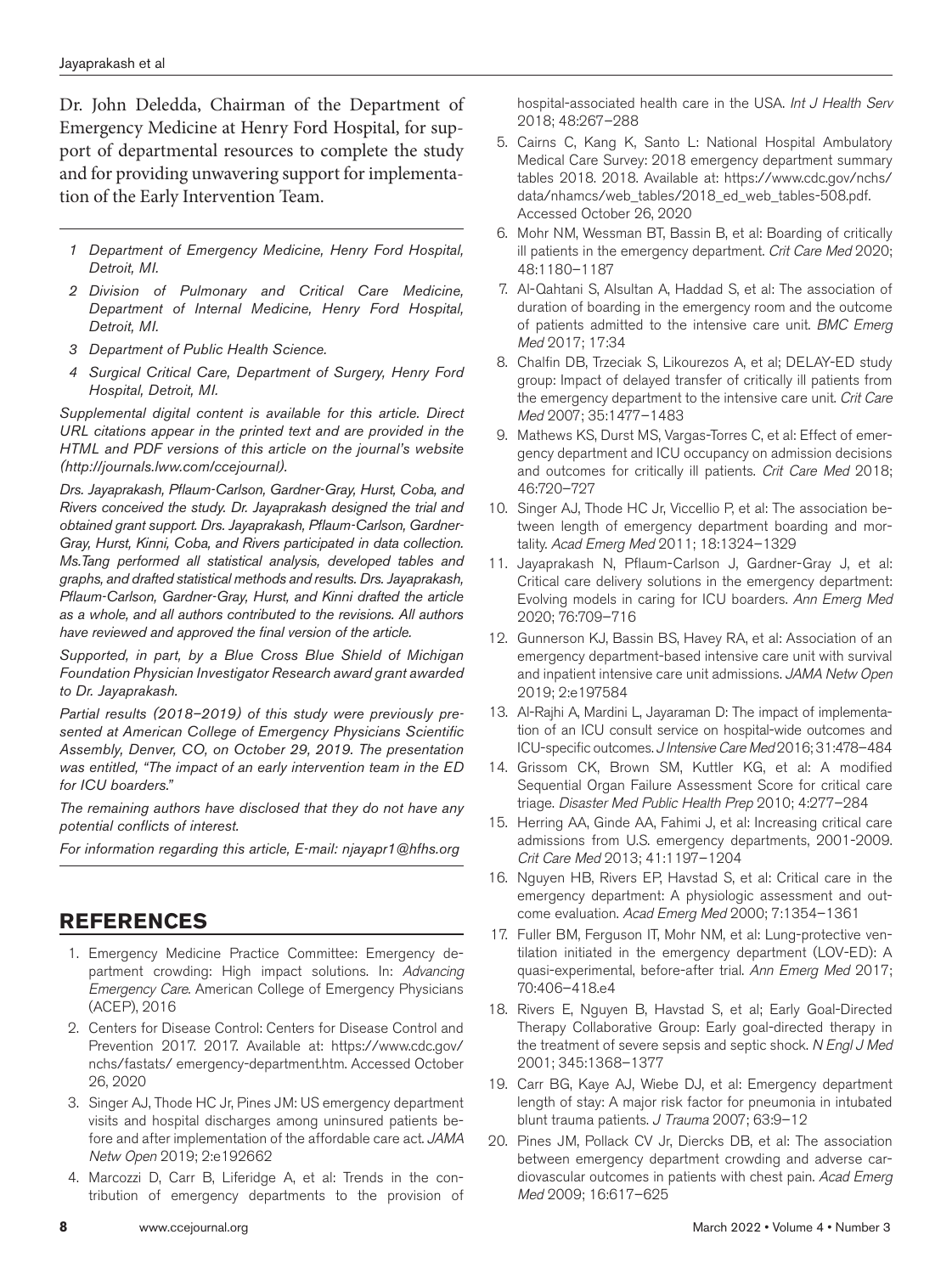Dr. John Deledda, Chairman of the Department of Emergency Medicine at Henry Ford Hospital, for support of departmental resources to complete the study and for providing unwavering support for implementation of the Early Intervention Team.

*1 Department of Emergency Medicine, Henry Ford Hospital, Detroit, MI.*

*2 Division of Pulmonary and Critical Care Medicine, Department of Internal Medicine, Henry Ford Hospital, Detroit, MI.*

*3 Department of Public Health Science.*

*4 Surgical Critical Care, Department of Surgery, Henry Ford Hospital, Detroit, MI.*

*Supplemental digital content is available for this article. Direct URL citations appear in the printed text and are provided in the HTML and PDF versions of this article on the journal's website (http://journals.lww.com/ccejournal).*

*Drs. Jayaprakash, Pflaum-Carlson, Gardner-Gray, Hurst, Coba, and Rivers conceived the study. Dr. Jayaprakash designed the trial and obtained grant support. Drs. Jayaprakash, Pflaum-Carlson, Gardner-Gray, Hurst, Kinni, Coba, and Rivers participated in data collection. Ms.Tang performed all statistical analysis, developed tables and graphs, and drafted statistical methods and results. Drs. Jayaprakash, Pflaum-Carlson, Gardner-Gray, Hurst, and Kinni drafted the article as a whole, and all authors contributed to the revisions. All authors have reviewed and approved the final version of the article.*

*Supported, in part, by a Blue Cross Blue Shield of Michigan Foundation Physician Investigator Research award grant awarded to Dr. Jayaprakash.*

*Partial results (2018–2019) of this study were previously presented at American College of Emergency Physicians Scientific Assembly, Denver, CO, on October 29, 2019. The presentation was entitled, "The impact of an early intervention team in the ED for ICU boarders."*

*The remaining authors have disclosed that they do not have any potential conflicts of interest.*

*For information regarding this article, E-mail: njayapr1@hfhs.org*

## REFERENCES

1. Emergency Medicine Practice Committee: Emergency department crowding: High impact solutions. In: *Advancing Emergency Care*. American College of Emergency Physicians (ACEP), 2016
2. Centers for Disease Control: Centers for Disease Control and Prevention 2017. 2017. Available at: https://www.cdc.gov/nchs/fastats/ emergency-department.htm. Accessed October 26, 2020
3. Singer AJ, Thode HC Jr, Pines JM: US emergency department visits and hospital discharges among uninsured patients before and after implementation of the affordable care act. *JAMA Netw Open* 2019; 2:e192662
4. Marcozzi D, Carr B, Liferidge A, et al: Trends in the contribution of emergency departments to the provision of hospital-associated health care in the USA. *Int J Health Serv* 2018; 48:267–288
5. Cairns C, Kang K, Santo L: National Hospital Ambulatory Medical Care Survey: 2018 emergency department summary tables 2018. 2018. Available at: https://www.cdc.gov/nchs/data/nhamcs/web_tables/2018_ed_web_tables-508.pdf. Accessed October 26, 2020
6. Mohr NM, Wessman BT, Bassin B, et al: Boarding of critically ill patients in the emergency department. *Crit Care Med* 2020; 48:1180–1187
7. Al-Qahtani S, Alsultan A, Haddad S, et al: The association of duration of boarding in the emergency room and the outcome of patients admitted to the intensive care unit. *BMC Emerg Med* 2017; 17:34
8. Chalfin DB, Trzeciak S, Likourezos A, et al; DELAY-ED study group: Impact of delayed transfer of critically ill patients from the emergency department to the intensive care unit. *Crit Care Med* 2007; 35:1477–1483
9. Mathews KS, Durst MS, Vargas-Torres C, et al: Effect of emergency department and ICU occupancy on admission decisions and outcomes for critically ill patients. *Crit Care Med* 2018; 46:720–727
10. Singer AJ, Thode HC Jr, Viccellio P, et al: The association between length of emergency department boarding and mortality. *Acad Emerg Med* 2011; 18:1324–1329
11. Jayaprakash N, Pflaum-Carlson J, Gardner-Gray J, et al: Critical care delivery solutions in the emergency department: Evolving models in caring for ICU boarders. *Ann Emerg Med* 2020; 76:709–716
12. Gunnerson KJ, Bassin BS, Havey RA, et al: Association of an emergency department-based intensive care unit with survival and inpatient intensive care unit admissions. *JAMA Netw Open* 2019; 2:e197584
13. Al-Rajhi A, Mardini L, Jayaraman D: The impact of implementation of an ICU consult service on hospital-wide outcomes and ICU-specific outcomes. *J Intensive Care Med* 2016; 31:478–484
14. Grissom CK, Brown SM, Kuttler KG, et al: A modified Sequential Organ Failure Assessment Score for critical care triage. *Disaster Med Public Health Prep* 2010; 4:277–284
15. Herring AA, Ginde AA, Fahimi J, et al: Increasing critical care admissions from U.S. emergency departments, 2001-2009. *Crit Care Med* 2013; 41:1197–1204
16. Nguyen HB, Rivers EP, Havstad S, et al: Critical care in the emergency department: A physiologic assessment and outcome evaluation. *Acad Emerg Med* 2000; 7:1354–1361
17. Fuller BM, Ferguson IT, Mohr NM, et al: Lung-protective ventilation initiated in the emergency department (LOV-ED): A quasi-experimental, before-after trial. *Ann Emerg Med* 2017; 70:406–418.e4
18. Rivers E, Nguyen B, Havstad S, et al; Early Goal-Directed Therapy Collaborative Group: Early goal-directed therapy in the treatment of severe sepsis and septic shock. *N Engl J Med* 2001; 345:1368–1377
19. Carr BG, Kaye AJ, Wiebe DJ, et al: Emergency department length of stay: A major risk factor for pneumonia in intubated blunt trauma patients. *J Trauma* 2007; 63:9–12
20. Pines JM, Pollack CV Jr, Diercks DB, et al: The association between emergency department crowding and adverse cardiovascular outcomes in patients with chest pain. *Acad Emerg Med* 2009; 16:617–625